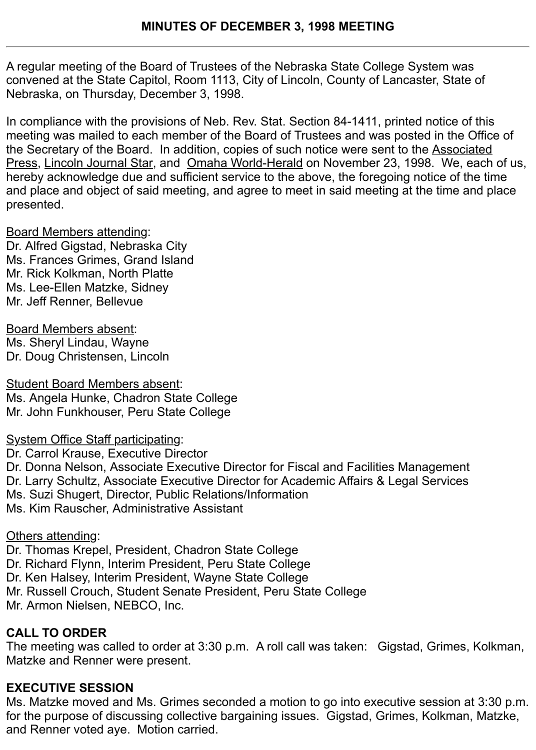# MINUTES OF DECEMBER 3, 1998 MEETING

---

A regular meeting of the Board of Trustees of the Nebraska State College System was convened at the State Capitol, Room 1113, City of Lincoln, County of Lancaster, State of Nebraska, on Thursday, December 3, 1998.

In compliance with the provisions of Neb. Rev. Stat. Section 84-1411, printed notice of this meeting was mailed to each member of the Board of Trustees and was posted in the Office of the Secretary of the Board. In addition, copies of such notice were sent to the Associated Press, Lincoln Journal Star, and Omaha World-Herald on November 23, 1998. We, each of us, hereby acknowledge due and sufficient service to the above, the foregoing notice of the time and place and object of said meeting, and agree to meet in said meeting at the time and place presented.

Board Members attending:
Dr. Alfred Gigstad, Nebraska City
Ms. Frances Grimes, Grand Island
Mr. Rick Kolkman, North Platte
Ms. Lee-Ellen Matzke, Sidney
Mr. Jeff Renner, Bellevue

Board Members absent:
Ms. Sheryl Lindau, Wayne
Dr. Doug Christensen, Lincoln

Student Board Members absent:
Ms. Angela Hunke, Chadron State College
Mr. John Funkhouser, Peru State College

System Office Staff participating:
Dr. Carrol Krause, Executive Director
Dr. Donna Nelson, Associate Executive Director for Fiscal and Facilities Management
Dr. Larry Schultz, Associate Executive Director for Academic Affairs & Legal Services
Ms. Suzi Shugert, Director, Public Relations/Information
Ms. Kim Rauscher, Administrative Assistant

Others attending:
Dr. Thomas Krepel, President, Chadron State College
Dr. Richard Flynn, Interim President, Peru State College
Dr. Ken Halsey, Interim President, Wayne State College
Mr. Russell Crouch, Student Senate President, Peru State College
Mr. Armon Nielsen, NEBCO, Inc.

**CALL TO ORDER**
The meeting was called to order at 3:30 p.m. A roll call was taken: Gigstad, Grimes, Kolkman, Matzke and Renner were present.

**EXECUTIVE SESSION**
Ms. Matzke moved and Ms. Grimes seconded a motion to go into executive session at 3:30 p.m. for the purpose of discussing collective bargaining issues. Gigstad, Grimes, Kolkman, Matzke, and Renner voted aye. Motion carried.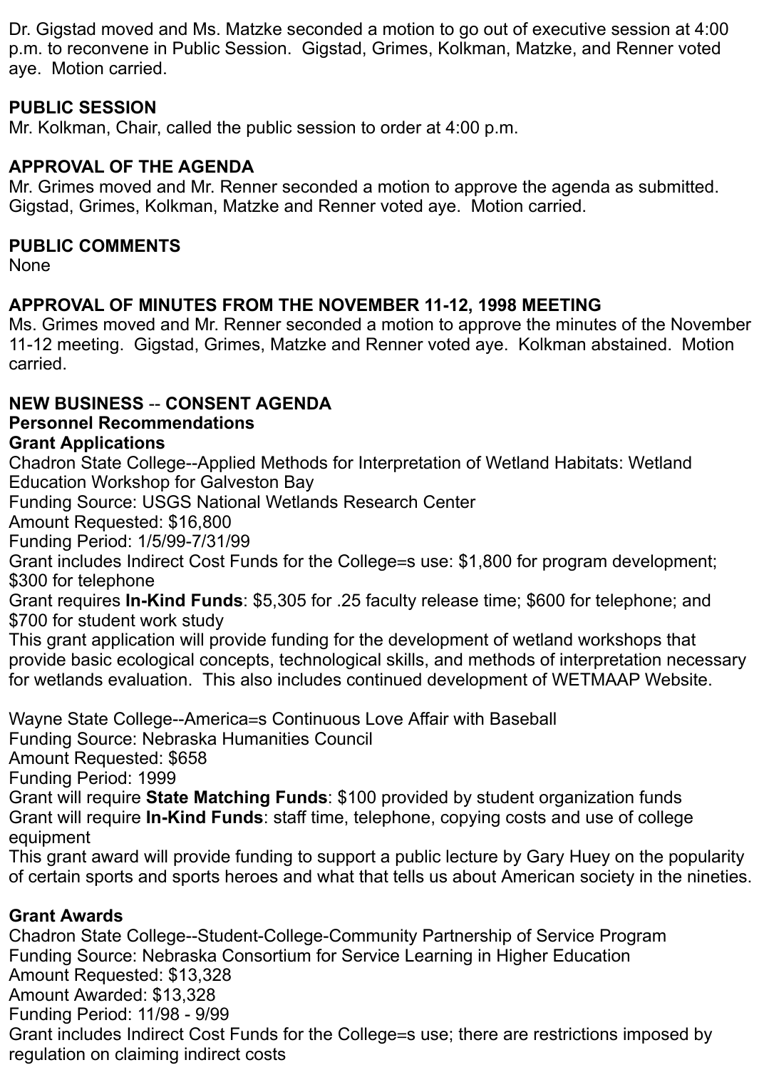Dr. Gigstad moved and Ms. Matzke seconded a motion to go out of executive session at 4:00 p.m. to reconvene in Public Session. Gigstad, Grimes, Kolkman, Matzke, and Renner voted aye. Motion carried.

**PUBLIC SESSION**
Mr. Kolkman, Chair, called the public session to order at 4:00 p.m.

**APPROVAL OF THE AGENDA**
Mr. Grimes moved and Mr. Renner seconded a motion to approve the agenda as submitted. Gigstad, Grimes, Kolkman, Matzke and Renner voted aye. Motion carried.

**PUBLIC COMMENTS**
None

**APPROVAL OF MINUTES FROM THE NOVEMBER 11-12, 1998 MEETING**
Ms. Grimes moved and Mr. Renner seconded a motion to approve the minutes of the November 11-12 meeting. Gigstad, Grimes, Matzke and Renner voted aye. Kolkman abstained. Motion carried.

**NEW BUSINESS -- CONSENT AGENDA**
**Personnel Recommendations**
**Grant Applications**
Chadron State College--Applied Methods for Interpretation of Wetland Habitats: Wetland Education Workshop for Galveston Bay
Funding Source: USGS National Wetlands Research Center
Amount Requested: $16,800
Funding Period: 1/5/99-7/31/99
Grant includes Indirect Cost Funds for the College=s use: $1,800 for program development; $300 for telephone
Grant requires **In-Kind Funds**: $5,305 for .25 faculty release time; $600 for telephone; and $700 for student work study
This grant application will provide funding for the development of wetland workshops that provide basic ecological concepts, technological skills, and methods of interpretation necessary for wetlands evaluation. This also includes continued development of WETMAAP Website.

Wayne State College--America=s Continuous Love Affair with Baseball
Funding Source: Nebraska Humanities Council
Amount Requested: $658
Funding Period: 1999
Grant will require **State Matching Funds**: $100 provided by student organization funds
Grant will require **In-Kind Funds**: staff time, telephone, copying costs and use of college equipment
This grant award will provide funding to support a public lecture by Gary Huey on the popularity of certain sports and sports heroes and what that tells us about American society in the nineties.

**Grant Awards**
Chadron State College--Student-College-Community Partnership of Service Program
Funding Source: Nebraska Consortium for Service Learning in Higher Education
Amount Requested: $13,328
Amount Awarded: $13,328
Funding Period: 11/98 - 9/99
Grant includes Indirect Cost Funds for the College=s use; there are restrictions imposed by regulation on claiming indirect costs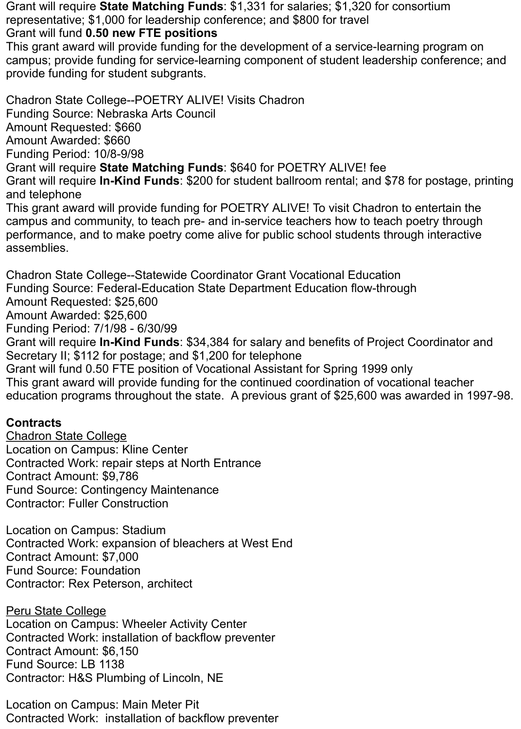Grant will require **State Matching Funds**: $1,331 for salaries; $1,320 for consortium representative; $1,000 for leadership conference; and $800 for travel
Grant will fund **0.50 new FTE positions**
This grant award will provide funding for the development of a service-learning program on campus; provide funding for service-learning component of student leadership conference; and provide funding for student subgrants.

Chadron State College--POETRY ALIVE! Visits Chadron
Funding Source: Nebraska Arts Council
Amount Requested: $660
Amount Awarded: $660
Funding Period: 10/8-9/98
Grant will require **State Matching Funds**: $640 for POETRY ALIVE! fee
Grant will require **In-Kind Funds**: $200 for student ballroom rental; and $78 for postage, printing and telephone
This grant award will provide funding for POETRY ALIVE! To visit Chadron to entertain the campus and community, to teach pre- and in-service teachers how to teach poetry through performance, and to make poetry come alive for public school students through interactive assemblies.

Chadron State College--Statewide Coordinator Grant Vocational Education
Funding Source: Federal-Education State Department Education flow-through
Amount Requested: $25,600
Amount Awarded: $25,600
Funding Period: 7/1/98 - 6/30/99
Grant will require **In-Kind Funds**: $34,384 for salary and benefits of Project Coordinator and Secretary II; $112 for postage; and $1,200 for telephone
Grant will fund 0.50 FTE position of Vocational Assistant for Spring 1999 only
This grant award will provide funding for the continued coordination of vocational teacher education programs throughout the state. A previous grant of $25,600 was awarded in 1997-98.

**Contracts**

Chadron State College
Location on Campus: Kline Center
Contracted Work: repair steps at North Entrance
Contract Amount: $9,786
Fund Source: Contingency Maintenance
Contractor: Fuller Construction

Location on Campus: Stadium
Contracted Work: expansion of bleachers at West End
Contract Amount: $7,000
Fund Source: Foundation
Contractor: Rex Peterson, architect

Peru State College
Location on Campus: Wheeler Activity Center
Contracted Work: installation of backflow preventer
Contract Amount: $6,150
Fund Source: LB 1138
Contractor: H&S Plumbing of Lincoln, NE

Location on Campus: Main Meter Pit
Contracted Work: installation of backflow preventer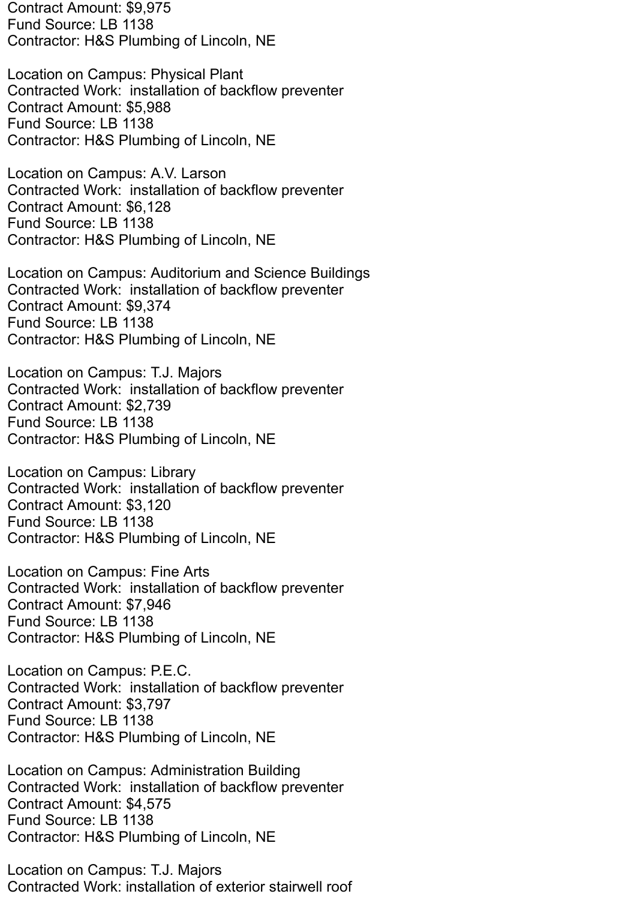Contract Amount: $9,975
Fund Source: LB 1138
Contractor: H&S Plumbing of Lincoln, NE

Location on Campus: Physical Plant
Contracted Work: installation of backflow preventer
Contract Amount: $5,988
Fund Source: LB 1138
Contractor: H&S Plumbing of Lincoln, NE

Location on Campus: A.V. Larson
Contracted Work: installation of backflow preventer
Contract Amount: $6,128
Fund Source: LB 1138
Contractor: H&S Plumbing of Lincoln, NE

Location on Campus: Auditorium and Science Buildings
Contracted Work: installation of backflow preventer
Contract Amount: $9,374
Fund Source: LB 1138
Contractor: H&S Plumbing of Lincoln, NE

Location on Campus: T.J. Majors
Contracted Work: installation of backflow preventer
Contract Amount: $2,739
Fund Source: LB 1138
Contractor: H&S Plumbing of Lincoln, NE

Location on Campus: Library
Contracted Work: installation of backflow preventer
Contract Amount: $3,120
Fund Source: LB 1138
Contractor: H&S Plumbing of Lincoln, NE

Location on Campus: Fine Arts
Contracted Work: installation of backflow preventer
Contract Amount: $7,946
Fund Source: LB 1138
Contractor: H&S Plumbing of Lincoln, NE

Location on Campus: P.E.C.
Contracted Work: installation of backflow preventer
Contract Amount: $3,797
Fund Source: LB 1138
Contractor: H&S Plumbing of Lincoln, NE

Location on Campus: Administration Building
Contracted Work: installation of backflow preventer
Contract Amount: $4,575
Fund Source: LB 1138
Contractor: H&S Plumbing of Lincoln, NE

Location on Campus: T.J. Majors
Contracted Work: installation of exterior stairwell roof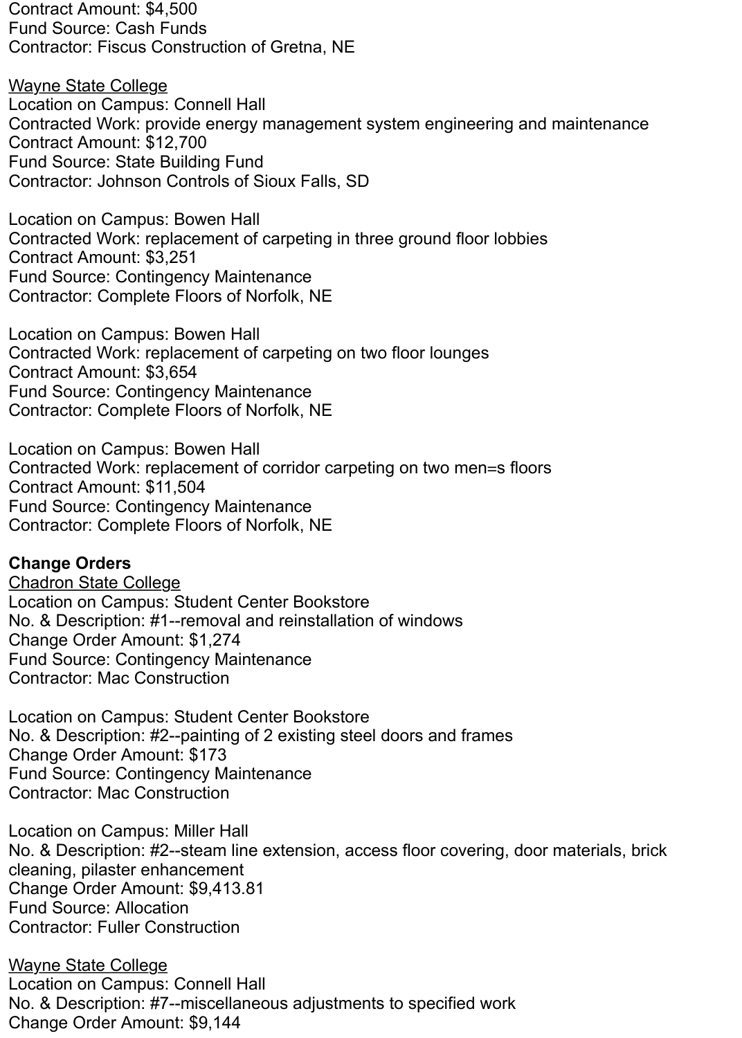Contract Amount: $4,500
Fund Source: Cash Funds
Contractor: Fiscus Construction of Gretna, NE

<u>Wayne State College</u>
Location on Campus: Connell Hall
Contracted Work: provide energy management system engineering and maintenance
Contract Amount: $12,700
Fund Source: State Building Fund
Contractor: Johnson Controls of Sioux Falls, SD

Location on Campus: Bowen Hall
Contracted Work: replacement of carpeting in three ground floor lobbies
Contract Amount: $3,251
Fund Source: Contingency Maintenance
Contractor: Complete Floors of Norfolk, NE

Location on Campus: Bowen Hall
Contracted Work: replacement of carpeting on two floor lounges
Contract Amount: $3,654
Fund Source: Contingency Maintenance
Contractor: Complete Floors of Norfolk, NE

Location on Campus: Bowen Hall
Contracted Work: replacement of corridor carpeting on two men=s floors
Contract Amount: $11,504
Fund Source: Contingency Maintenance
Contractor: Complete Floors of Norfolk, NE

**Change Orders**
<u>Chadron State College</u>
Location on Campus: Student Center Bookstore
No. & Description: #1--removal and reinstallation of windows
Change Order Amount: $1,274
Fund Source: Contingency Maintenance
Contractor: Mac Construction

Location on Campus: Student Center Bookstore
No. & Description: #2--painting of 2 existing steel doors and frames
Change Order Amount: $173
Fund Source: Contingency Maintenance
Contractor: Mac Construction

Location on Campus: Miller Hall
No. & Description: #2--steam line extension, access floor covering, door materials, brick cleaning, pilaster enhancement
Change Order Amount: $9,413.81
Fund Source: Allocation
Contractor: Fuller Construction

<u>Wayne State College</u>
Location on Campus: Connell Hall
No. & Description: #7--miscellaneous adjustments to specified work
Change Order Amount: $9,144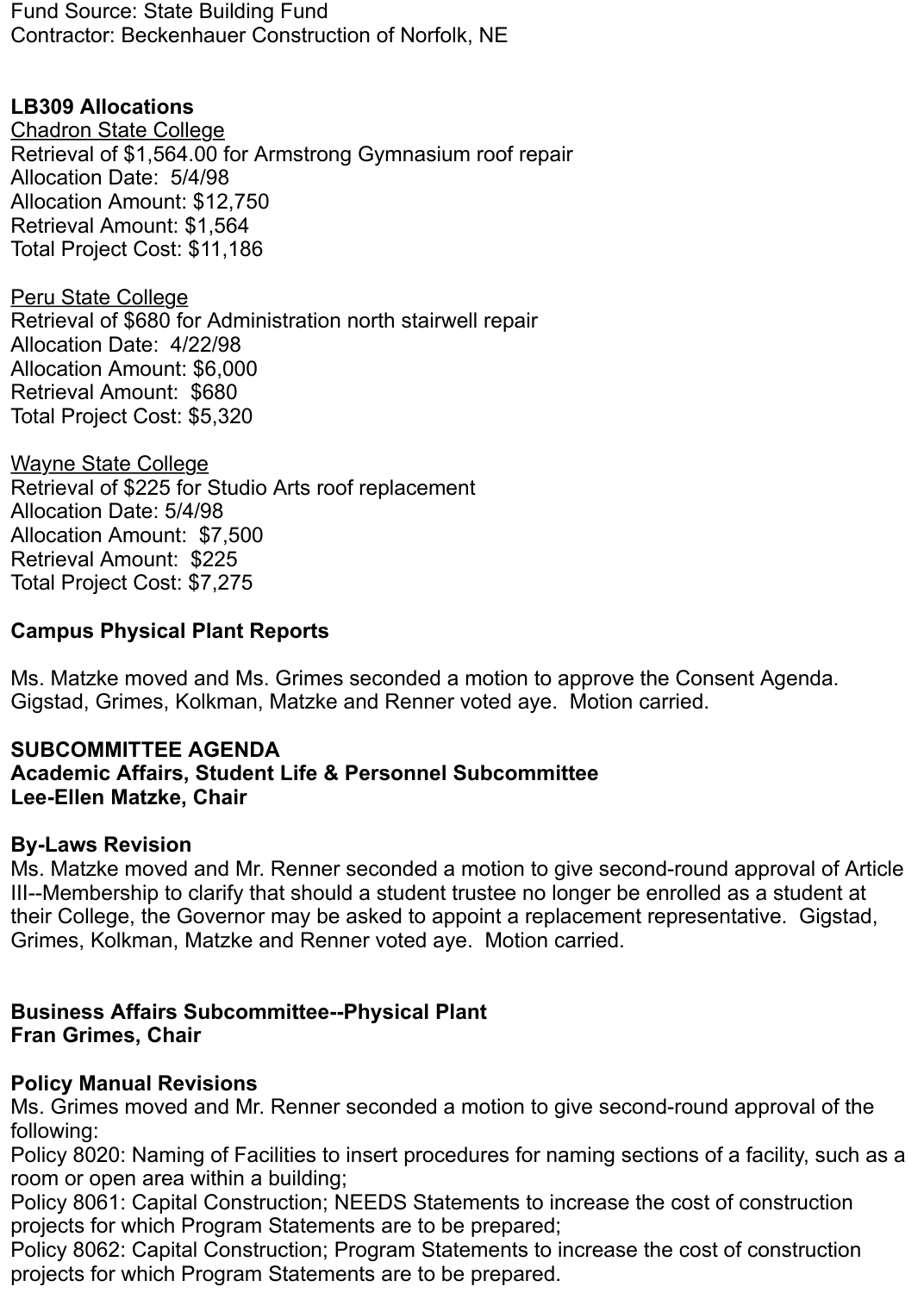Fund Source: State Building Fund
Contractor: Beckenhauer Construction of Norfolk, NE

**LB309 Allocations**

Chadron State College
Retrieval of $1,564.00 for Armstrong Gymnasium roof repair
Allocation Date: 5/4/98
Allocation Amount: $12,750
Retrieval Amount: $1,564
Total Project Cost: $11,186

Peru State College
Retrieval of $680 for Administration north stairwell repair
Allocation Date: 4/22/98
Allocation Amount: $6,000
Retrieval Amount: $680
Total Project Cost: $5,320

Wayne State College
Retrieval of $225 for Studio Arts roof replacement
Allocation Date: 5/4/98
Allocation Amount: $7,500
Retrieval Amount: $225
Total Project Cost: $7,275

**Campus Physical Plant Reports**

Ms. Matzke moved and Ms. Grimes seconded a motion to approve the Consent Agenda. Gigstad, Grimes, Kolkman, Matzke and Renner voted aye. Motion carried.

**SUBCOMMITTEE AGENDA**
**Academic Affairs, Student Life & Personnel Subcommittee**
**Lee-Ellen Matzke, Chair**

**By-Laws Revision**
Ms. Matzke moved and Mr. Renner seconded a motion to give second-round approval of Article III--Membership to clarify that should a student trustee no longer be enrolled as a student at their College, the Governor may be asked to appoint a replacement representative. Gigstad, Grimes, Kolkman, Matzke and Renner voted aye. Motion carried.

**Business Affairs Subcommittee--Physical Plant**
**Fran Grimes, Chair**

**Policy Manual Revisions**
Ms. Grimes moved and Mr. Renner seconded a motion to give second-round approval of the following:
Policy 8020: Naming of Facilities to insert procedures for naming sections of a facility, such as a room or open area within a building;
Policy 8061: Capital Construction; NEEDS Statements to increase the cost of construction projects for which Program Statements are to be prepared;
Policy 8062: Capital Construction; Program Statements to increase the cost of construction projects for which Program Statements are to be prepared.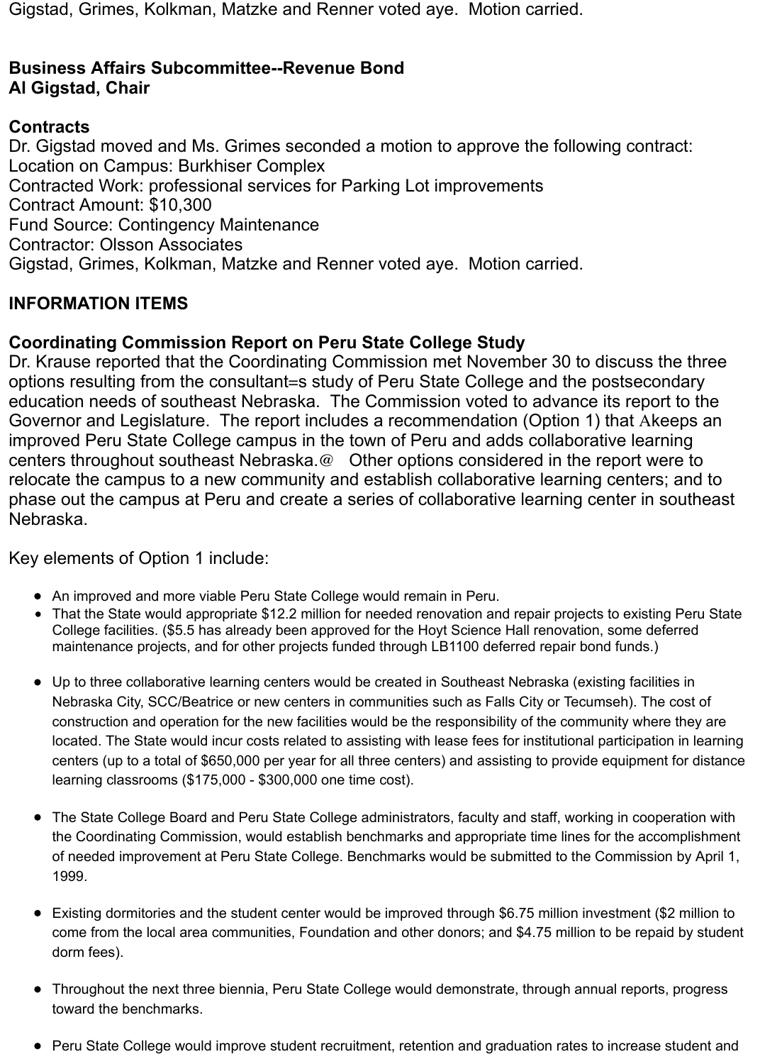Gigstad, Grimes, Kolkman, Matzke and Renner voted aye.  Motion carried.

**Business Affairs Subcommittee--Revenue Bond**
**Al Gigstad, Chair**

**Contracts**
Dr. Gigstad moved and Ms. Grimes seconded a motion to approve the following contract:
Location on Campus: Burkhiser Complex
Contracted Work: professional services for Parking Lot improvements
Contract Amount: $10,300
Fund Source: Contingency Maintenance
Contractor: Olsson Associates
Gigstad, Grimes, Kolkman, Matzke and Renner voted aye.  Motion carried.

**INFORMATION ITEMS**

**Coordinating Commission Report on Peru State College Study**
Dr. Krause reported that the Coordinating Commission met November 30 to discuss the three options resulting from the consultant=s study of Peru State College and the postsecondary education needs of southeast Nebraska.  The Commission voted to advance its report to the Governor and Legislature.  The report includes a recommendation (Option 1) that Akeeps an improved Peru State College campus in the town of Peru and adds collaborative learning centers throughout southeast Nebraska.@   Other options considered in the report were to relocate the campus to a new community and establish collaborative learning centers; and to phase out the campus at Peru and create a series of collaborative learning center in southeast Nebraska.

Key elements of Option 1 include:

- An improved and more viable Peru State College would remain in Peru.
- That the State would appropriate $12.2 million for needed renovation and repair projects to existing Peru State College facilities. ($5.5 has already been approved for the Hoyt Science Hall renovation, some deferred maintenance projects, and for other projects funded through LB1100 deferred repair bond funds.)
- Up to three collaborative learning centers would be created in Southeast Nebraska (existing facilities in Nebraska City, SCC/Beatrice or new centers in communities such as Falls City or Tecumseh). The cost of construction and operation for the new facilities would be the responsibility of the community where they are located. The State would incur costs related to assisting with lease fees for institutional participation in learning centers (up to a total of $650,000 per year for all three centers) and assisting to provide equipment for distance learning classrooms ($175,000 - $300,000 one time cost).
- The State College Board and Peru State College administrators, faculty and staff, working in cooperation with the Coordinating Commission, would establish benchmarks and appropriate time lines for the accomplishment of needed improvement at Peru State College. Benchmarks would be submitted to the Commission by April 1, 1999.
- Existing dormitories and the student center would be improved through $6.75 million investment ($2 million to come from the local area communities, Foundation and other donors; and $4.75 million to be repaid by student dorm fees).
- Throughout the next three biennia, Peru State College would demonstrate, through annual reports, progress toward the benchmarks.
- Peru State College would improve student recruitment, retention and graduation rates to increase student and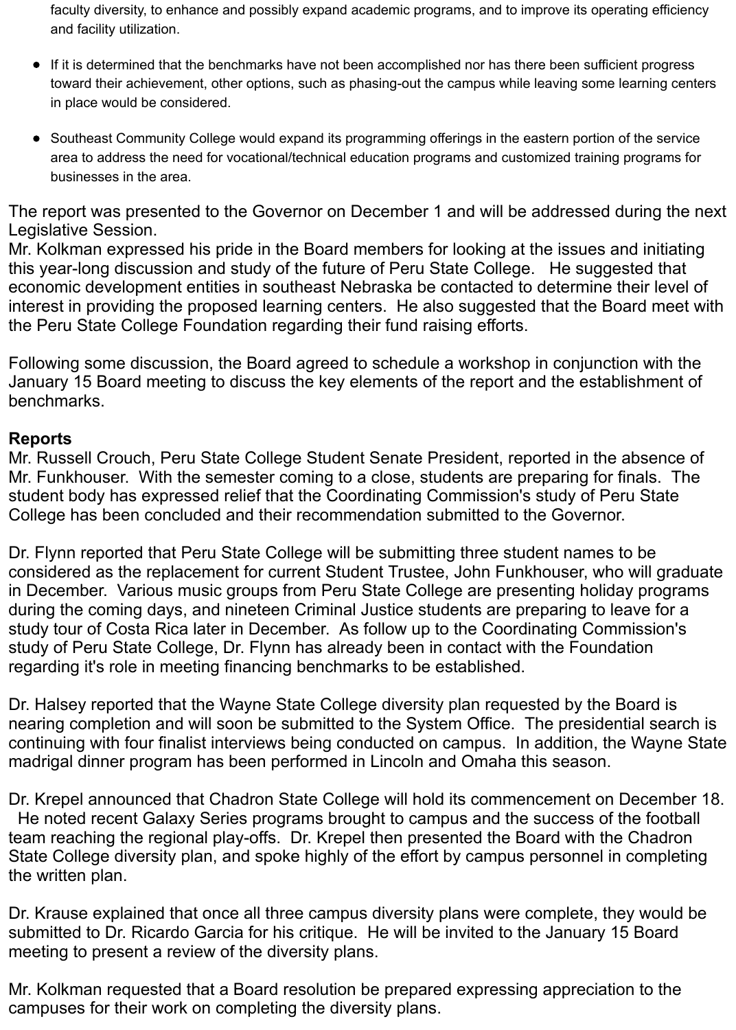faculty diversity, to enhance and possibly expand academic programs, and to improve its operating efficiency and facility utilization.

- If it is determined that the benchmarks have not been accomplished nor has there been sufficient progress toward their achievement, other options, such as phasing-out the campus while leaving some learning centers in place would be considered.
- Southeast Community College would expand its programming offerings in the eastern portion of the service area to address the need for vocational/technical education programs and customized training programs for businesses in the area.

The report was presented to the Governor on December 1 and will be addressed during the next Legislative Session.
Mr. Kolkman expressed his pride in the Board members for looking at the issues and initiating this year-long discussion and study of the future of Peru State College. He suggested that economic development entities in southeast Nebraska be contacted to determine their level of interest in providing the proposed learning centers. He also suggested that the Board meet with the Peru State College Foundation regarding their fund raising efforts.

Following some discussion, the Board agreed to schedule a workshop in conjunction with the January 15 Board meeting to discuss the key elements of the report and the establishment of benchmarks.

**Reports**
Mr. Russell Crouch, Peru State College Student Senate President, reported in the absence of Mr. Funkhouser. With the semester coming to a close, students are preparing for finals. The student body has expressed relief that the Coordinating Commission's study of Peru State College has been concluded and their recommendation submitted to the Governor.

Dr. Flynn reported that Peru State College will be submitting three student names to be considered as the replacement for current Student Trustee, John Funkhouser, who will graduate in December. Various music groups from Peru State College are presenting holiday programs during the coming days, and nineteen Criminal Justice students are preparing to leave for a study tour of Costa Rica later in December. As follow up to the Coordinating Commission's study of Peru State College, Dr. Flynn has already been in contact with the Foundation regarding it's role in meeting financing benchmarks to be established.

Dr. Halsey reported that the Wayne State College diversity plan requested by the Board is nearing completion and will soon be submitted to the System Office. The presidential search is continuing with four finalist interviews being conducted on campus. In addition, the Wayne State madrigal dinner program has been performed in Lincoln and Omaha this season.

Dr. Krepel announced that Chadron State College will hold its commencement on December 18. He noted recent Galaxy Series programs brought to campus and the success of the football team reaching the regional play-offs. Dr. Krepel then presented the Board with the Chadron State College diversity plan, and spoke highly of the effort by campus personnel in completing the written plan.

Dr. Krause explained that once all three campus diversity plans were complete, they would be submitted to Dr. Ricardo Garcia for his critique. He will be invited to the January 15 Board meeting to present a review of the diversity plans.

Mr. Kolkman requested that a Board resolution be prepared expressing appreciation to the campuses for their work on completing the diversity plans.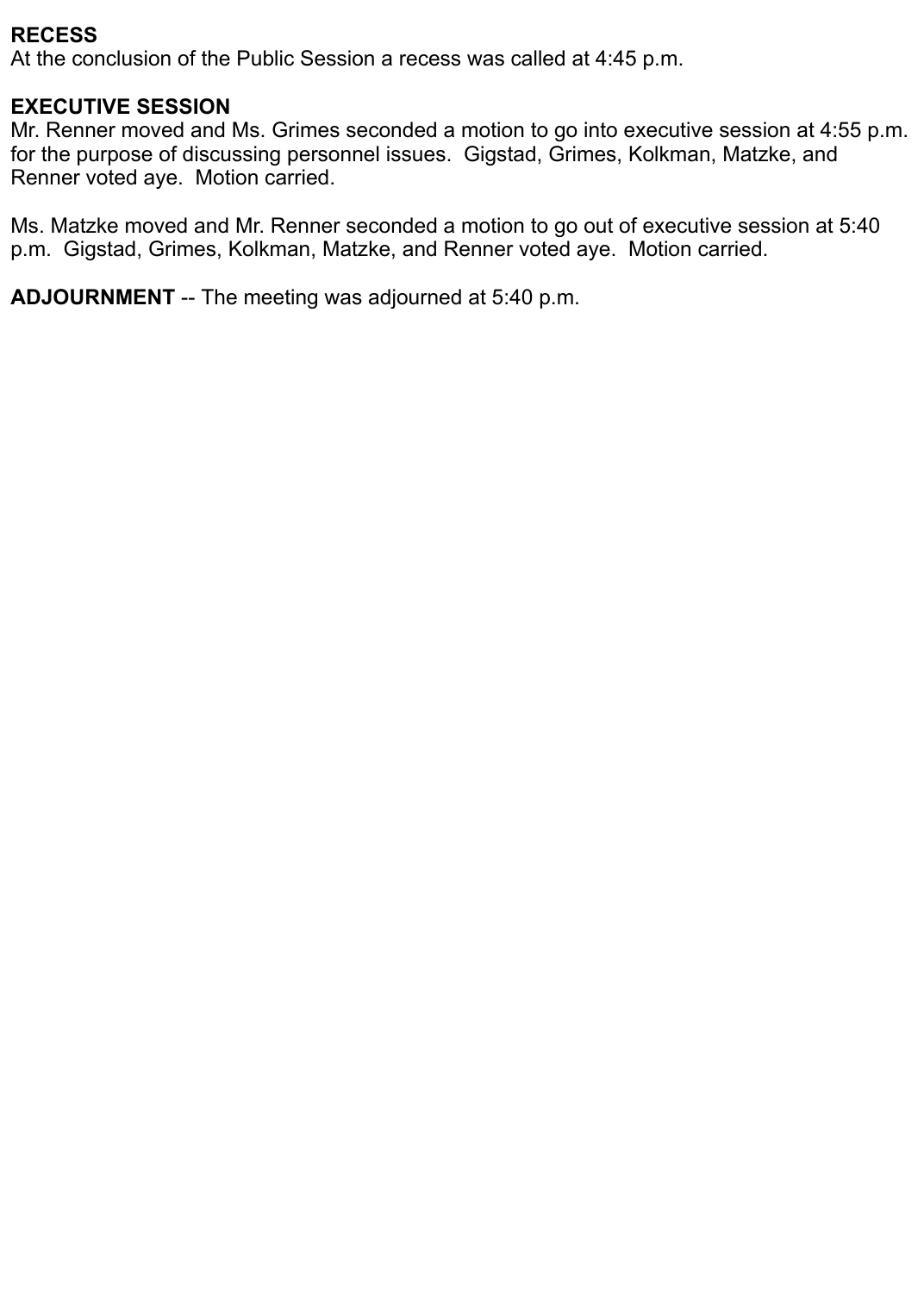**RECESS**
At the conclusion of the Public Session a recess was called at 4:45 p.m.

**EXECUTIVE SESSION**
Mr. Renner moved and Ms. Grimes seconded a motion to go into executive session at 4:55 p.m. for the purpose of discussing personnel issues. Gigstad, Grimes, Kolkman, Matzke, and Renner voted aye. Motion carried.

Ms. Matzke moved and Mr. Renner seconded a motion to go out of executive session at 5:40 p.m. Gigstad, Grimes, Kolkman, Matzke, and Renner voted aye. Motion carried.

**ADJOURNMENT** -- The meeting was adjourned at 5:40 p.m.